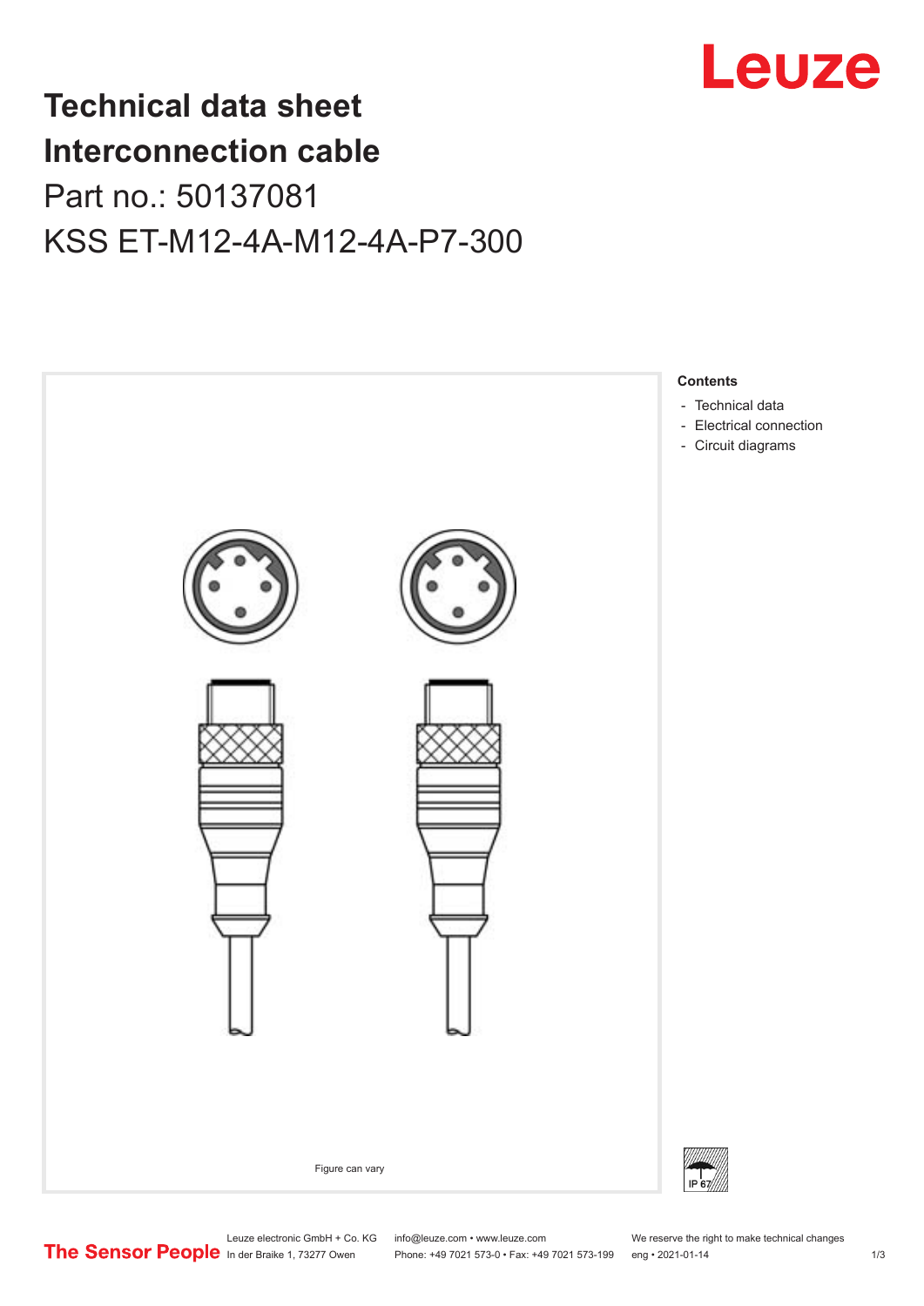# Technical data sheet
# Interconnection cable

## Part no.: 50137081

## KSS ET-M12-4A-M12-4A-P7-300

Figure can vary

**Contents**

- Technical data
- Electrical connection
- Circuit diagrams

IP 67

Leuze electronic GmbH + Co. KG
In der Braike 1, 73277 Owen

info@leuze.com • www.leuze.com
Phone: +49 7021 573-0 • Fax: +49 7021 573-199

We reserve the right to make technical changes
eng • 2021-01-14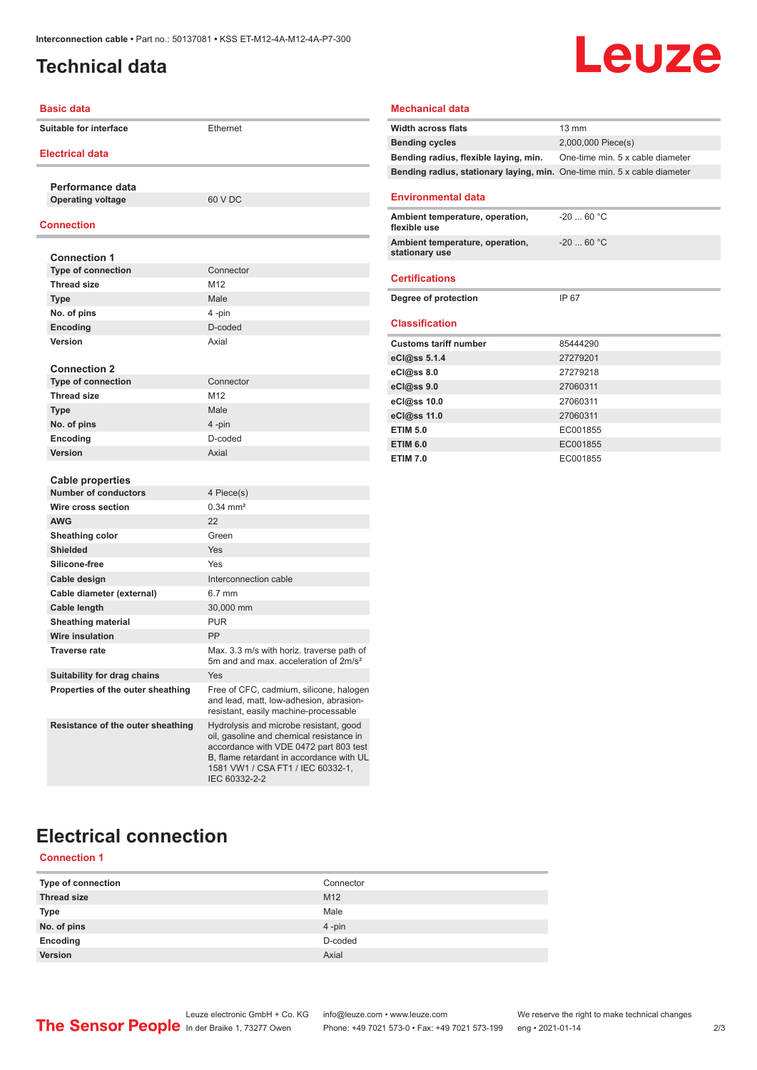# Technical data

## Basic data

| | |
|---|---|
| Suitable for interface | Ethernet |

## Electrical data

### Performance data

| | |
|---|---|
| Operating voltage | 60 V DC |

## Connection

### Connection 1

| | |
|---|---|
| Type of connection | Connector |
| Thread size | M12 |
| Type | Male |
| No. of pins | 4 -pin |
| Encoding | D-coded |
| Version | Axial |

### Connection 2

| | |
|---|---|
| Type of connection | Connector |
| Thread size | M12 |
| Type | Male |
| No. of pins | 4 -pin |
| Encoding | D-coded |
| Version | Axial |

### Cable properties

| | |
|---|---|
| Number of conductors | 4 Piece(s) |
| Wire cross section | 0.34 mm² |
| AWG | 22 |
| Sheathing color | Green |
| Shielded | Yes |
| Silicone-free | Yes |
| Cable design | Interconnection cable |
| Cable diameter (external) | 6.7 mm |
| Cable length | 30,000 mm |
| Sheathing material | PUR |
| Wire insulation | PP |
| Traverse rate | Max. 3.3 m/s with horiz. traverse path of 5m and and max. acceleration of 2m/s² |
| Suitability for drag chains | Yes |
| Properties of the outer sheathing | Free of CFC, cadmium, silicone, halogen and lead, matt, low-adhesion, abrasion-resistant, easily machine-processable |
| Resistance of the outer sheathing | Hydrolysis and microbe resistant, good oil, gasoline and chemical resistance in accordance with VDE 0472 part 803 test B, flame retardant in accordance with UL 1581 VW1 / CSA FT1 / IEC 60332-1, IEC 60332-2-2 |

## Mechanical data

| | |
|---|---|
| Width across flats | 13 mm |
| Bending cycles | 2,000,000 Piece(s) |
| Bending radius, flexible laying, min. | One-time min. 5 x cable diameter |
| Bending radius, stationary laying, min. | One-time min. 5 x cable diameter |

## Environmental data

| | |
|---|---|
| Ambient temperature, operation, flexible use | -20 ... 60 °C |
| Ambient temperature, operation, stationary use | -20 ... 60 °C |

## Certifications

| | |
|---|---|
| Degree of protection | IP 67 |

## Classification

| | |
|---|---|
| Customs tariff number | 85444290 |
| eCl@ss 5.1.4 | 27279201 |
| eCl@ss 8.0 | 27279218 |
| eCl@ss 9.0 | 27060311 |
| eCl@ss 10.0 | 27060311 |
| eCl@ss 11.0 | 27060311 |
| ETIM 5.0 | EC001855 |
| ETIM 6.0 | EC001855 |
| ETIM 7.0 | EC001855 |

# Electrical connection

## Connection 1

| | |
|---|---|
| Type of connection | Connector |
| Thread size | M12 |
| Type | Male |
| No. of pins | 4 -pin |
| Encoding | D-coded |
| Version | Axial |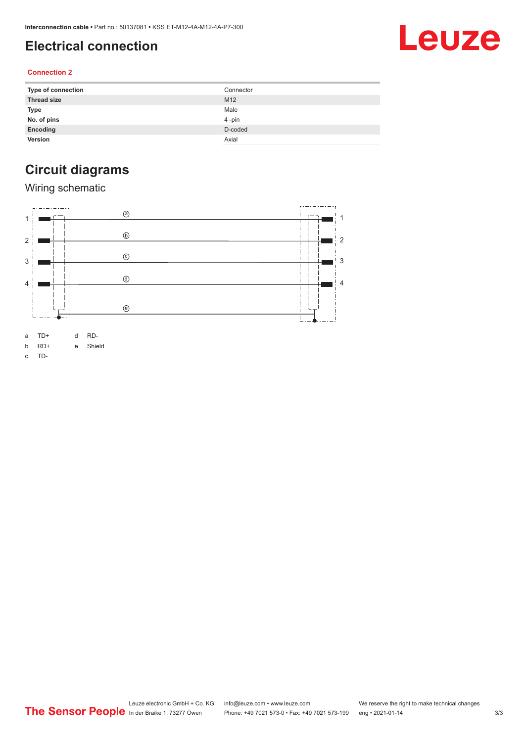# Electrical connection

### Connection 2

| | |
|---|---|
| **Type of connection** | Connector |
| **Thread size** | M12 |
| **Type** | Male |
| **No. of pins** | 4 -pin |
| **Encoding** | D-coded |
| **Version** | Axial |

# Circuit diagrams

## Wiring schematic

1
2
3
4
ⓐ
ⓑ
ⓒ
ⓓ
ⓔ
1
2
3
4

a TD+
b RD+
c TD-
d RD-
e Shield